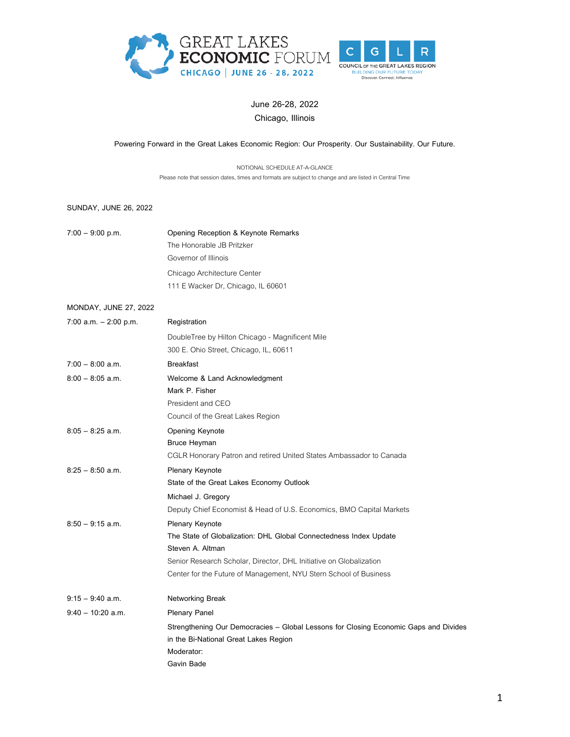GREAT LAKES ECONOMIC FORUM
CHICAGO | JUNE 26 - 28, 2022

CGLR
COUNCIL OF THE GREAT LAKES REGION
BUILDING OUR FUTURE TODAY
Discover. Connect. Influence.

June 26-28, 2022

Chicago, Illinois

Powering Forward in the Great Lakes Economic Region: Our Prosperity. Our Sustainability. Our Future.

NOTIONAL SCHEDULE AT-A-GLANCE

Please note that session dates, times and formats are subject to change and are listed in Central Time

## SUNDAY, JUNE 26, 2022

| | |
|---|---|
| 7:00 – 9:00 p.m. | Opening Reception & Keynote Remarks<br>The Honorable JB Pritzker<br>Governor of Illinois<br>Chicago Architecture Center<br>111 E Wacker Dr, Chicago, IL 60601 |

## MONDAY, JUNE 27, 2022

| | |
|---|---|
| 7:00 a.m. – 2:00 p.m. | Registration<br>DoubleTree by Hilton Chicago - Magnificent Mile<br>300 E. Ohio Street, Chicago, IL, 60611 |
| 7:00 – 8:00 a.m. | Breakfast |
| 8:00 – 8:05 a.m. | Welcome & Land Acknowledgment<br>Mark P. Fisher<br>President and CEO<br>Council of the Great Lakes Region |
| 8:05 – 8:25 a.m. | Opening Keynote<br>Bruce Heyman<br>CGLR Honorary Patron and retired United States Ambassador to Canada |
| 8:25 – 8:50 a.m. | Plenary Keynote<br>State of the Great Lakes Economy Outlook<br>Michael J. Gregory<br>Deputy Chief Economist & Head of U.S. Economics, BMO Capital Markets |
| 8:50 – 9:15 a.m. | Plenary Keynote<br>The State of Globalization: DHL Global Connectedness Index Update<br>Steven A. Altman<br>Senior Research Scholar, Director, DHL Initiative on Globalization<br>Center for the Future of Management, NYU Stern School of Business |
| 9:15 – 9:40 a.m. | Networking Break |
| 9:40 – 10:20 a.m. | Plenary Panel<br>Strengthening Our Democracies – Global Lessons for Closing Economic Gaps and Divides in the Bi-National Great Lakes Region<br>Moderator:<br>Gavin Bade |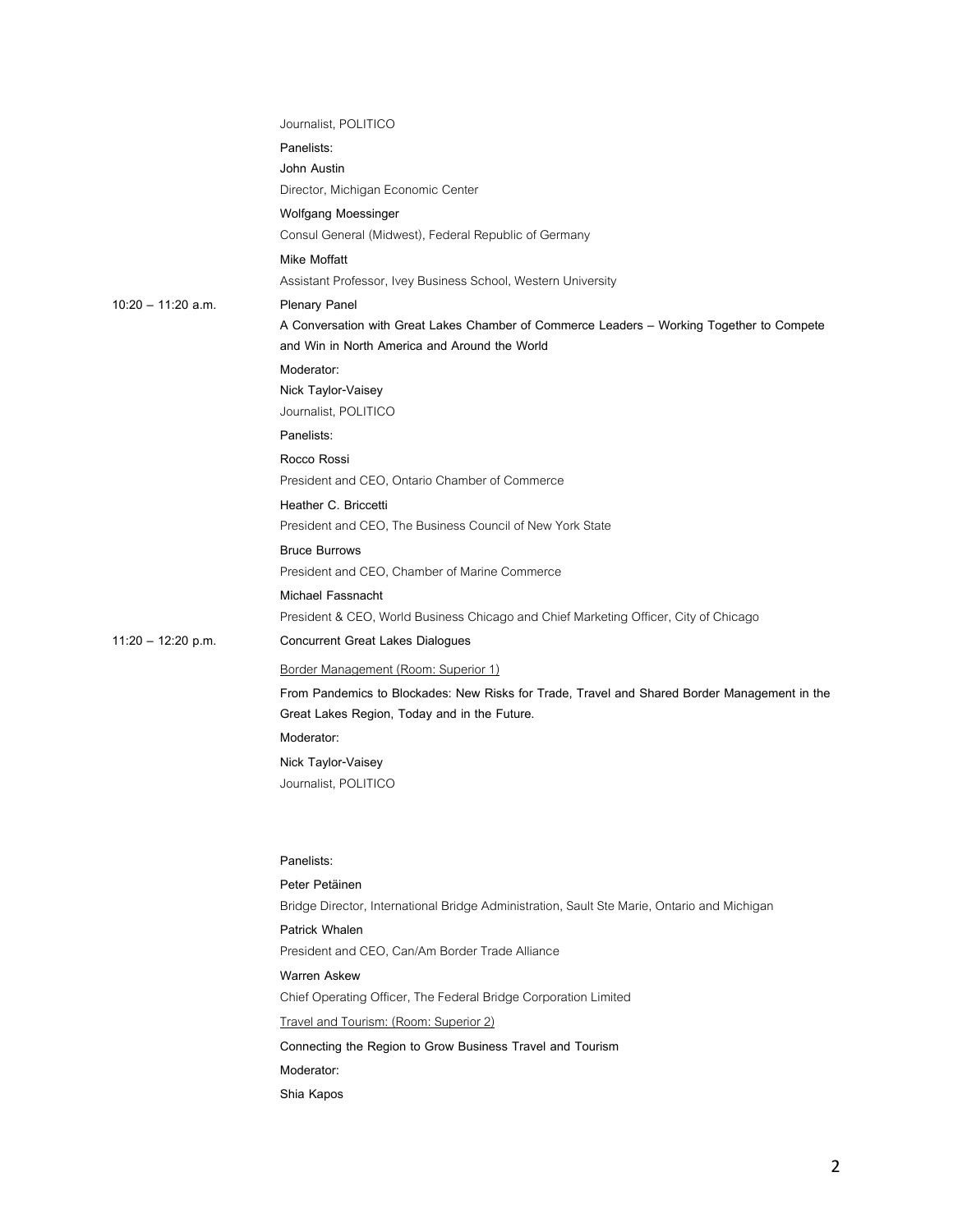Journalist, POLITICO

Panelists:

**John Austin**
Director, Michigan Economic Center

**Wolfgang Moessinger**
Consul General (Midwest), Federal Republic of Germany

**Mike Moffatt**
Assistant Professor, Ivey Business School, Western University

**10:20 – 11:20 a.m.** Plenary Panel

**A Conversation with Great Lakes Chamber of Commerce Leaders – Working Together to Compete and Win in North America and Around the World**

Moderator:

**Nick Taylor-Vaisey**
Journalist, POLITICO

Panelists:

**Rocco Rossi**
President and CEO, Ontario Chamber of Commerce

**Heather C. Briccetti**
President and CEO, The Business Council of New York State

**Bruce Burrows**
President and CEO, Chamber of Marine Commerce

**Michael Fassnacht**
President & CEO, World Business Chicago and Chief Marketing Officer, City of Chicago

**11:20 – 12:20 p.m.** **Concurrent Great Lakes Dialogues**

Border Management (Room: Superior 1)

**From Pandemics to Blockades: New Risks for Trade, Travel and Shared Border Management in the Great Lakes Region, Today and in the Future.**

Moderator:

**Nick Taylor-Vaisey**
Journalist, POLITICO

Panelists:

**Peter Petäinen**
Bridge Director, International Bridge Administration, Sault Ste Marie, Ontario and Michigan

**Patrick Whalen**
President and CEO, Can/Am Border Trade Alliance

**Warren Askew**
Chief Operating Officer, The Federal Bridge Corporation Limited

Travel and Tourism: (Room: Superior 2)

**Connecting the Region to Grow Business Travel and Tourism**

Moderator:

**Shia Kapos**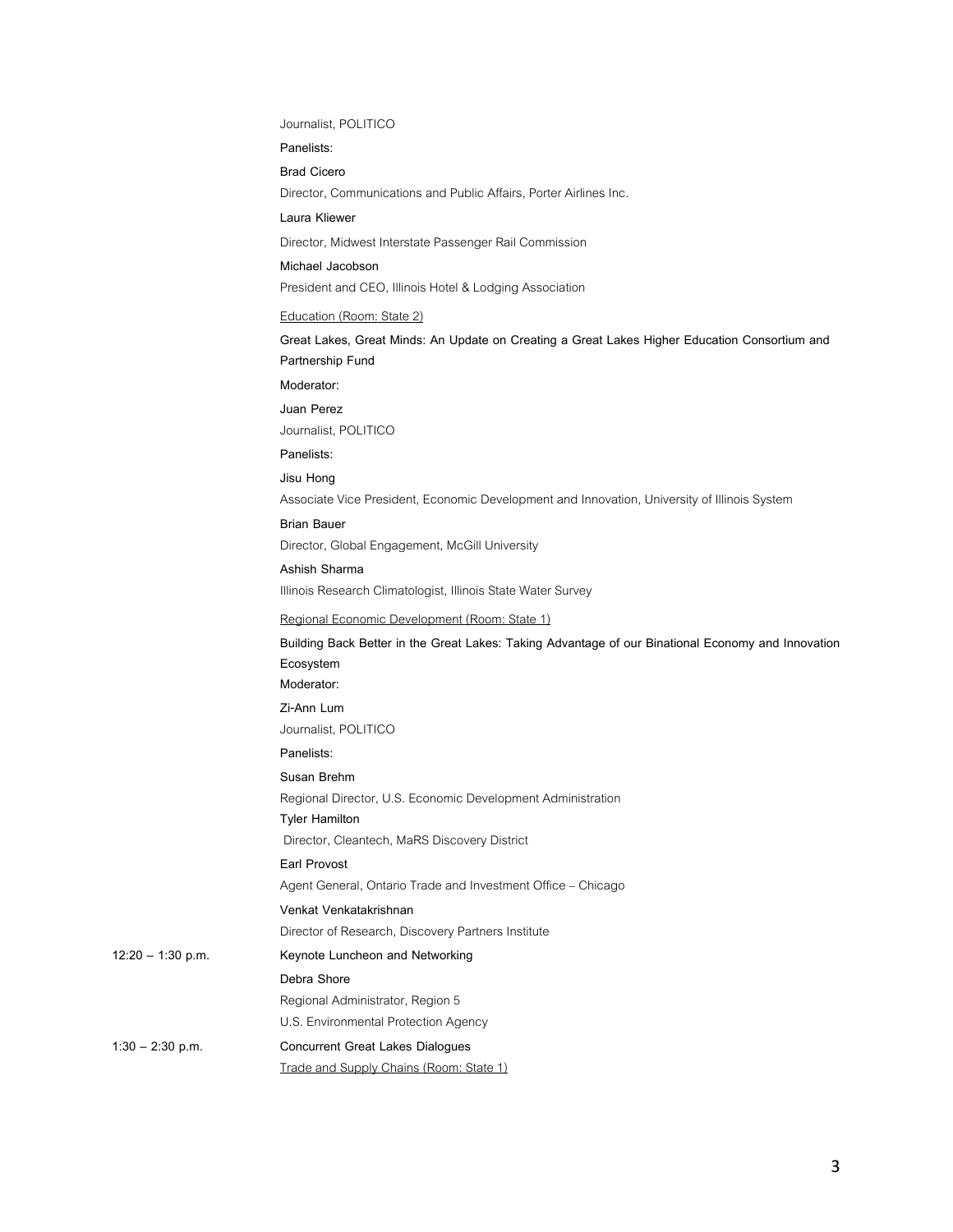Journalist, POLITICO

**Panelists:**

**Brad Cicero**

Director, Communications and Public Affairs, Porter Airlines Inc.

**Laura Kliewer**

Director, Midwest Interstate Passenger Rail Commission

**Michael Jacobson**

President and CEO, Illinois Hotel & Lodging Association

<u>Education (Room: State 2)</u>

**Great Lakes, Great Minds: An Update on Creating a Great Lakes Higher Education Consortium and Partnership Fund**

**Moderator:**

**Juan Perez**

Journalist, POLITICO

**Panelists:**

**Jisu Hong**

Associate Vice President, Economic Development and Innovation, University of Illinois System

**Brian Bauer**

Director, Global Engagement, McGill University

**Ashish Sharma**

Illinois Research Climatologist, Illinois State Water Survey

<u>Regional Economic Development (Room: State 1)</u>

**Building Back Better in the Great Lakes: Taking Advantage of our Binational Economy and Innovation Ecosystem**

**Moderator:**

**Zi-Ann Lum**

Journalist, POLITICO

**Panelists:**

**Susan Brehm**

Regional Director, U.S. Economic Development Administration

**Tyler Hamilton**

Director, Cleantech, MaRS Discovery District

**Earl Provost**

Agent General, Ontario Trade and Investment Office – Chicago

**Venkat Venkatakrishnan**

Director of Research, Discovery Partners Institute

12:20 – 1:30 p.m. **Keynote Luncheon and Networking**

**Debra Shore**

Regional Administrator, Region 5

U.S. Environmental Protection Agency

1:30 – 2:30 p.m. **Concurrent Great Lakes Dialogues**

<u>Trade and Supply Chains (Room: State 1)</u>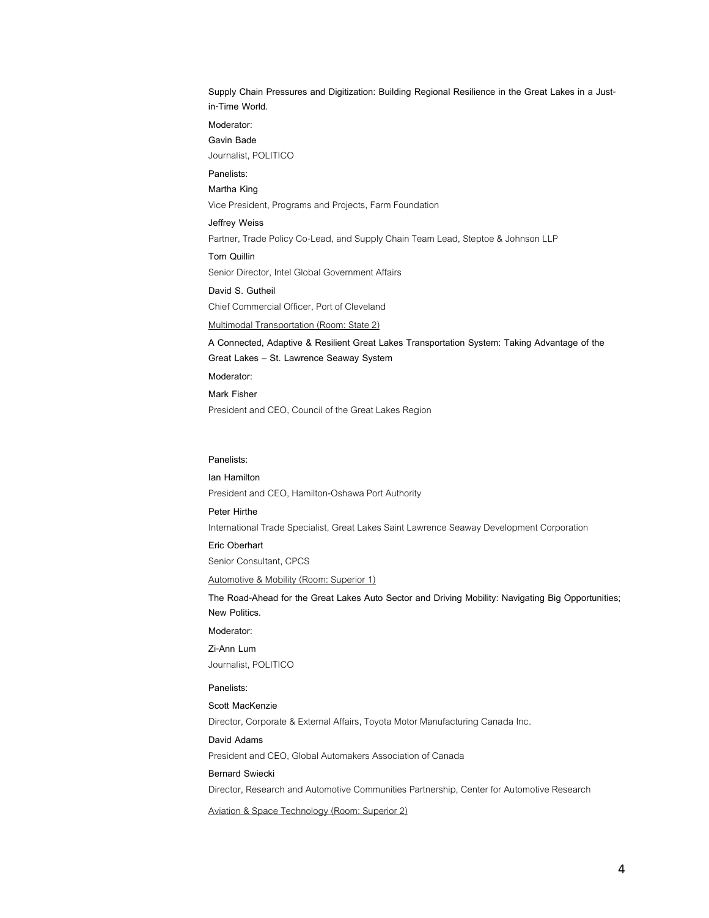**Supply Chain Pressures and Digitization: Building Regional Resilience in the Great Lakes in a Just-in-Time World.**

**Moderator:**

**Gavin Bade**

Journalist, POLITICO

**Panelists:**

**Martha King**

Vice President, Programs and Projects, Farm Foundation

**Jeffrey Weiss**

Partner, Trade Policy Co-Lead, and Supply Chain Team Lead, Steptoe & Johnson LLP

**Tom Quillin**

Senior Director, Intel Global Government Affairs

**David S. Gutheil**

Chief Commercial Officer, Port of Cleveland

Multimodal Transportation (Room: State 2)

**A Connected, Adaptive & Resilient Great Lakes Transportation System: Taking Advantage of the Great Lakes – St. Lawrence Seaway System**

**Moderator:**

**Mark Fisher**

President and CEO, Council of the Great Lakes Region

**Panelists:**

**Ian Hamilton**

President and CEO, Hamilton-Oshawa Port Authority

**Peter Hirthe**

International Trade Specialist, Great Lakes Saint Lawrence Seaway Development Corporation

**Eric Oberhart**

Senior Consultant, CPCS

Automotive & Mobility (Room: Superior 1)

**The Road-Ahead for the Great Lakes Auto Sector and Driving Mobility: Navigating Big Opportunities; New Politics.**

**Moderator:**

**Zi-Ann Lum**

Journalist, POLITICO

**Panelists:**

**Scott MacKenzie**

Director, Corporate & External Affairs, Toyota Motor Manufacturing Canada Inc.

**David Adams**

President and CEO, Global Automakers Association of Canada

**Bernard Swiecki**

Director, Research and Automotive Communities Partnership, Center for Automotive Research

Aviation & Space Technology (Room: Superior 2)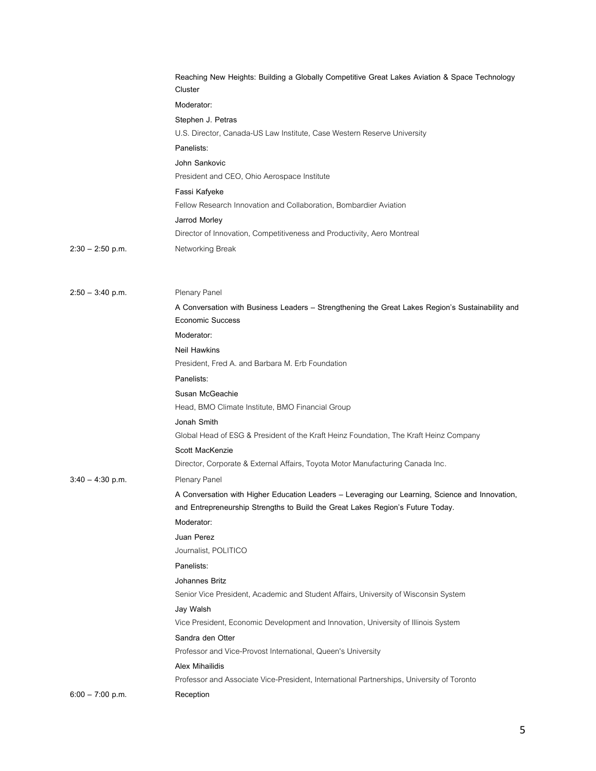**Reaching New Heights: Building a Globally Competitive Great Lakes Aviation & Space Technology Cluster**

Moderator:

**Stephen J. Petras**
U.S. Director, Canada-US Law Institute, Case Western Reserve University

Panelists:

**John Sankovic**
President and CEO, Ohio Aerospace Institute

**Fassi Kafyeke**
Fellow Research Innovation and Collaboration, Bombardier Aviation

**Jarrod Morley**
Director of Innovation, Competitiveness and Productivity, Aero Montreal

**2:30 – 2:50 p.m.** Networking Break

**2:50 – 3:40 p.m.** Plenary Panel

**A Conversation with Business Leaders – Strengthening the Great Lakes Region's Sustainability and Economic Success**

Moderator:

**Neil Hawkins**
President, Fred A. and Barbara M. Erb Foundation

Panelists:

**Susan McGeachie**
Head, BMO Climate Institute, BMO Financial Group

**Jonah Smith**
Global Head of ESG & President of the Kraft Heinz Foundation, The Kraft Heinz Company

**Scott MacKenzie**
Director, Corporate & External Affairs, Toyota Motor Manufacturing Canada Inc.

**3:40 – 4:30 p.m.** Plenary Panel

**A Conversation with Higher Education Leaders – Leveraging our Learning, Science and Innovation, and Entrepreneurship Strengths to Build the Great Lakes Region's Future Today.**

Moderator:

**Juan Perez**
Journalist, POLITICO

Panelists:

**Johannes Britz**
Senior Vice President, Academic and Student Affairs, University of Wisconsin System

**Jay Walsh**
Vice President, Economic Development and Innovation, University of Illinois System

**Sandra den Otter**
Professor and Vice-Provost International, Queen's University

**Alex Mihailidis**
Professor and Associate Vice-President, International Partnerships, University of Toronto

**6:00 – 7:00 p.m.** **Reception**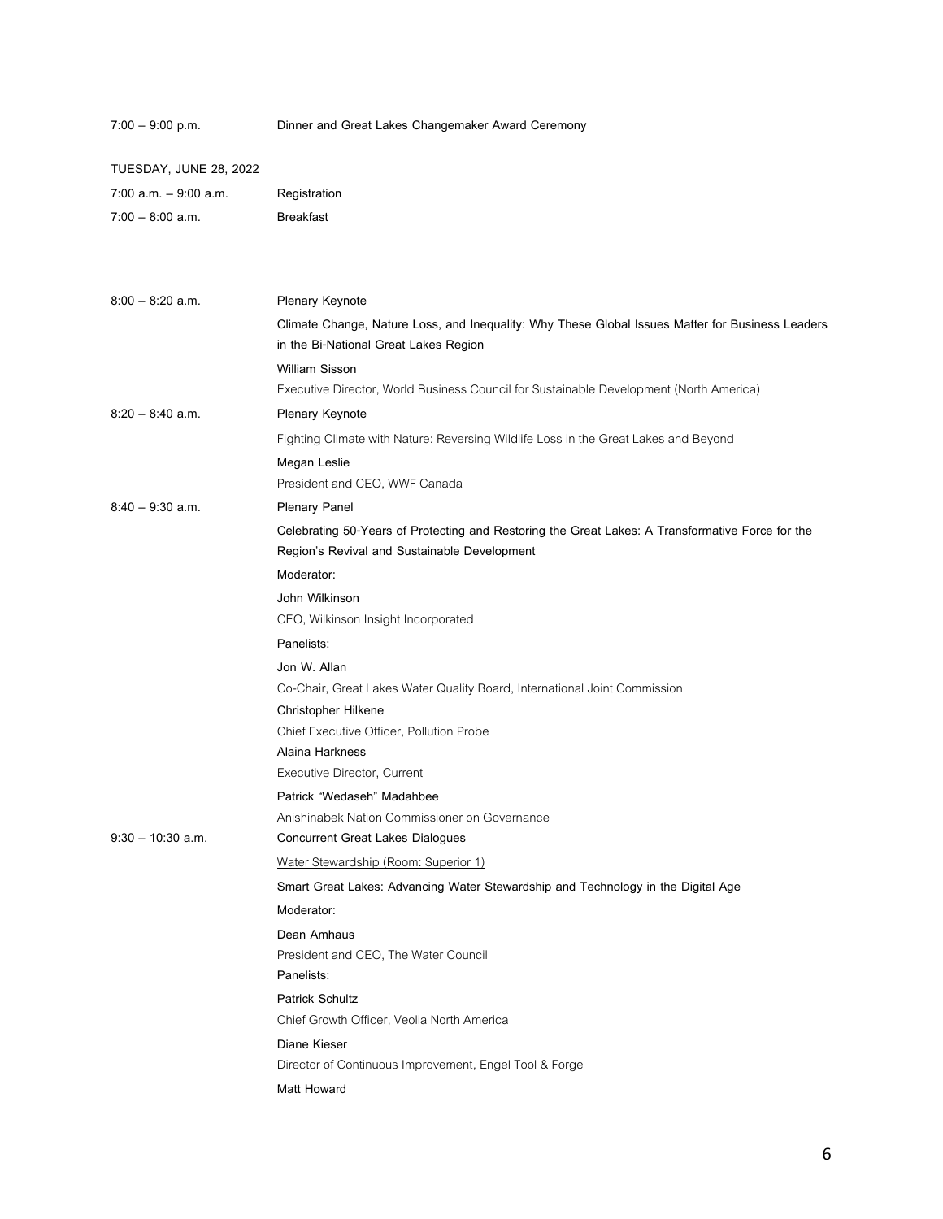| | |
|---|---|
| 7:00 – 9:00 p.m. | Dinner and Great Lakes Changemaker Award Ceremony |

**TUESDAY, JUNE 28, 2022**

| | |
|---|---|
| 7:00 a.m. – 9:00 a.m. | Registration |
| 7:00 – 8:00 a.m. | Breakfast |

**8:00 – 8:20 a.m.** Plenary Keynote

Climate Change, Nature Loss, and Inequality: Why These Global Issues Matter for Business Leaders in the Bi-National Great Lakes Region

William Sisson
Executive Director, World Business Council for Sustainable Development (North America)

**8:20 – 8:40 a.m.** Plenary Keynote

Fighting Climate with Nature: Reversing Wildlife Loss in the Great Lakes and Beyond

Megan Leslie
President and CEO, WWF Canada

**8:40 – 9:30 a.m.** Plenary Panel

Celebrating 50-Years of Protecting and Restoring the Great Lakes: A Transformative Force for the Region's Revival and Sustainable Development

Moderator:

John Wilkinson
CEO, Wilkinson Insight Incorporated

Panelists:

Jon W. Allan
Co-Chair, Great Lakes Water Quality Board, International Joint Commission

Christopher Hilkene
Chief Executive Officer, Pollution Probe

Alaina Harkness
Executive Director, Current

Patrick "Wedaseh" Madahbee
Anishinabek Nation Commissioner on Governance

**9:30 – 10:30 a.m.** Concurrent Great Lakes Dialogues

Water Stewardship (Room: Superior 1)

Smart Great Lakes: Advancing Water Stewardship and Technology in the Digital Age

Moderator:

Dean Amhaus
President and CEO, The Water Council

Panelists:

Patrick Schultz
Chief Growth Officer, Veolia North America

Diane Kieser
Director of Continuous Improvement, Engel Tool & Forge

Matt Howard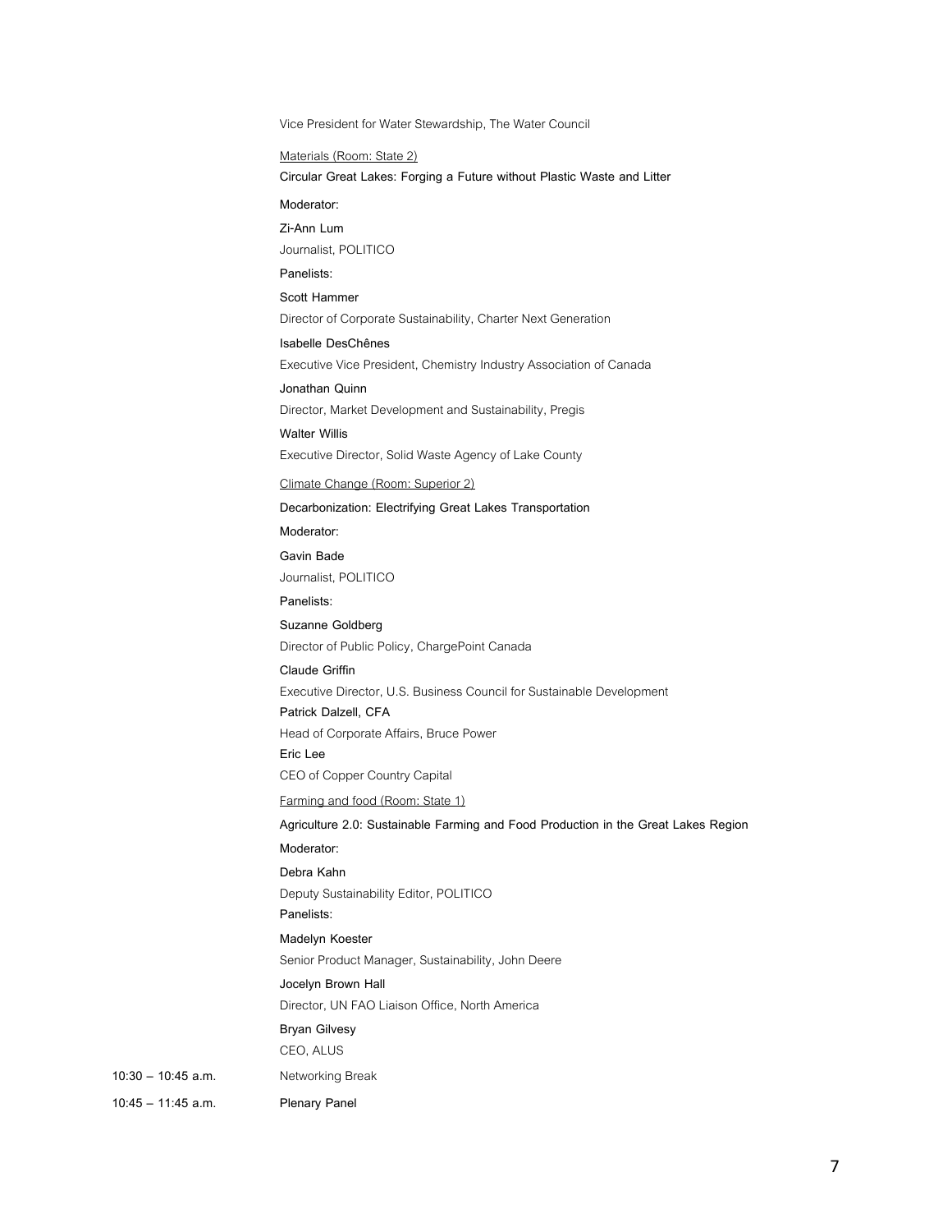Vice President for Water Stewardship, The Water Council

<u>Materials (Room: State 2)</u>

**Circular Great Lakes: Forging a Future without Plastic Waste and Litter**

**Moderator:**

**Zi-Ann Lum**

Journalist, POLITICO

**Panelists:**

**Scott Hammer**

Director of Corporate Sustainability, Charter Next Generation

**Isabelle DesChênes**

Executive Vice President, Chemistry Industry Association of Canada

**Jonathan Quinn**

Director, Market Development and Sustainability, Pregis

**Walter Willis**

Executive Director, Solid Waste Agency of Lake County

<u>Climate Change (Room: Superior 2)</u>

**Decarbonization: Electrifying Great Lakes Transportation**

**Moderator:**

**Gavin Bade**

Journalist, POLITICO

**Panelists:**

**Suzanne Goldberg**

Director of Public Policy, ChargePoint Canada

**Claude Griffin**

Executive Director, U.S. Business Council for Sustainable Development

**Patrick Dalzell, CFA**

Head of Corporate Affairs, Bruce Power

**Eric Lee**

CEO of Copper Country Capital

<u>Farming and food (Room: State 1)</u>

**Agriculture 2.0: Sustainable Farming and Food Production in the Great Lakes Region**

**Moderator:**

**Debra Kahn**

Deputy Sustainability Editor, POLITICO

**Panelists:**

**Madelyn Koester**

Senior Product Manager, Sustainability, John Deere

**Jocelyn Brown Hall**

Director, UN FAO Liaison Office, North America

**Bryan Gilvesy**

CEO, ALUS

10:30 – 10:45 a.m. Networking Break

10:45 – 11:45 a.m. **Plenary Panel**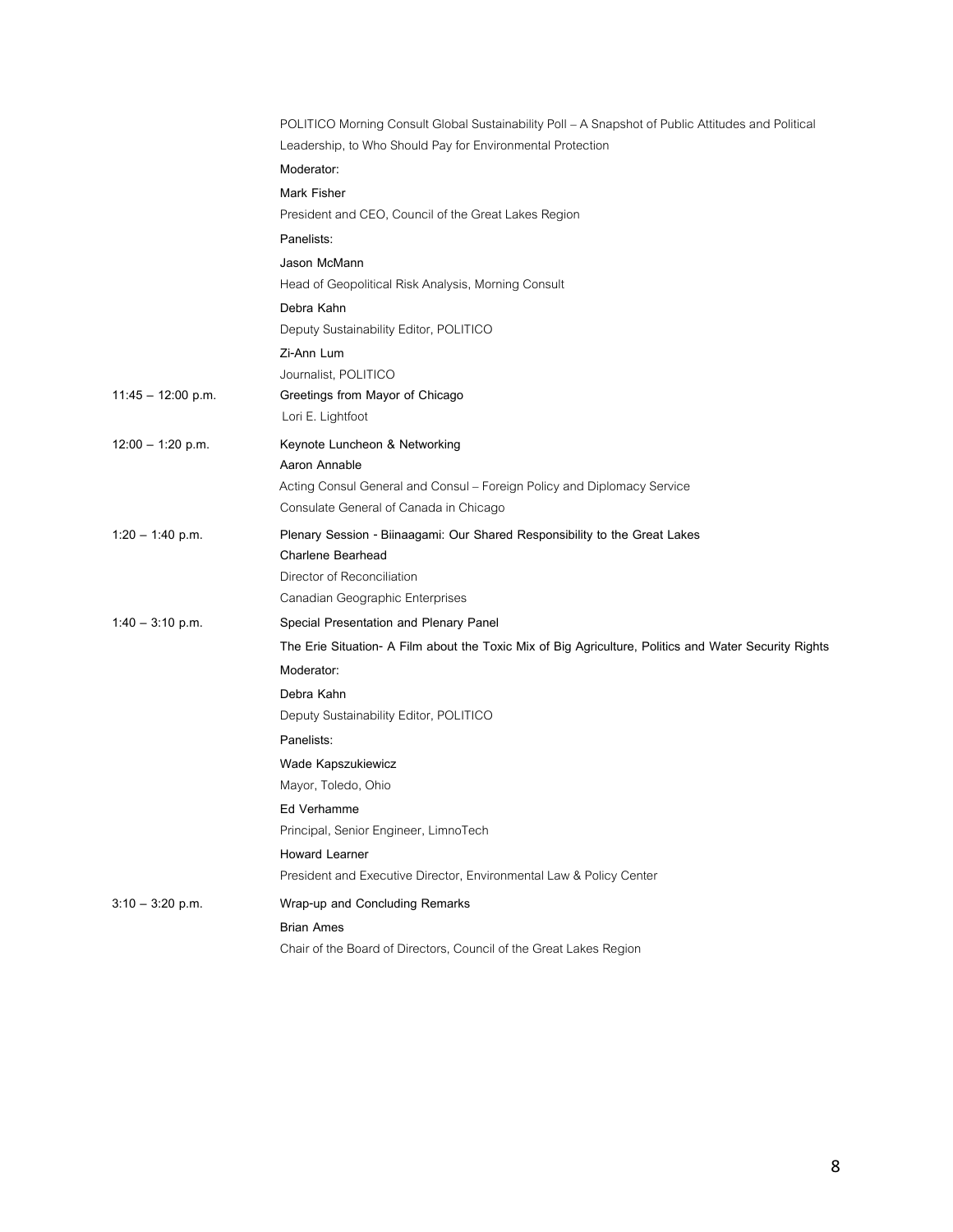| | |
|---|---|
| | POLITICO Morning Consult Global Sustainability Poll – A Snapshot of Public Attitudes and Political Leadership, to Who Should Pay for Environmental Protection<br>Moderator:<br>**Mark Fisher**<br>President and CEO, Council of the Great Lakes Region<br>Panelists:<br>**Jason McMann**<br>Head of Geopolitical Risk Analysis, Morning Consult<br>**Debra Kahn**<br>Deputy Sustainability Editor, POLITICO<br>**Zi-Ann Lum**<br>Journalist, POLITICO |
| 11:45 – 12:00 p.m. | **Greetings from Mayor of Chicago**<br>Lori E. Lightfoot |
| 12:00 – 1:20 p.m. | **Keynote Luncheon & Networking**<br>**Aaron Annable**<br>Acting Consul General and Consul – Foreign Policy and Diplomacy Service<br>Consulate General of Canada in Chicago |
| 1:20 – 1:40 p.m. | **Plenary Session - Biinaagami: Our Shared Responsibility to the Great Lakes**<br>**Charlene Bearhead**<br>Director of Reconciliation<br>Canadian Geographic Enterprises |
| 1:40 – 3:10 p.m. | **Special Presentation and Plenary Panel**<br>**The Erie Situation- A Film about the Toxic Mix of Big Agriculture, Politics and Water Security Rights**<br>Moderator:<br>**Debra Kahn**<br>Deputy Sustainability Editor, POLITICO<br>Panelists:<br>**Wade Kapszukiewicz**<br>Mayor, Toledo, Ohio<br>**Ed Verhamme**<br>Principal, Senior Engineer, LimnoTech<br>**Howard Learner**<br>President and Executive Director, Environmental Law & Policy Center |
| 3:10 – 3:20 p.m. | **Wrap-up and Concluding Remarks**<br>**Brian Ames**<br>Chair of the Board of Directors, Council of the Great Lakes Region |